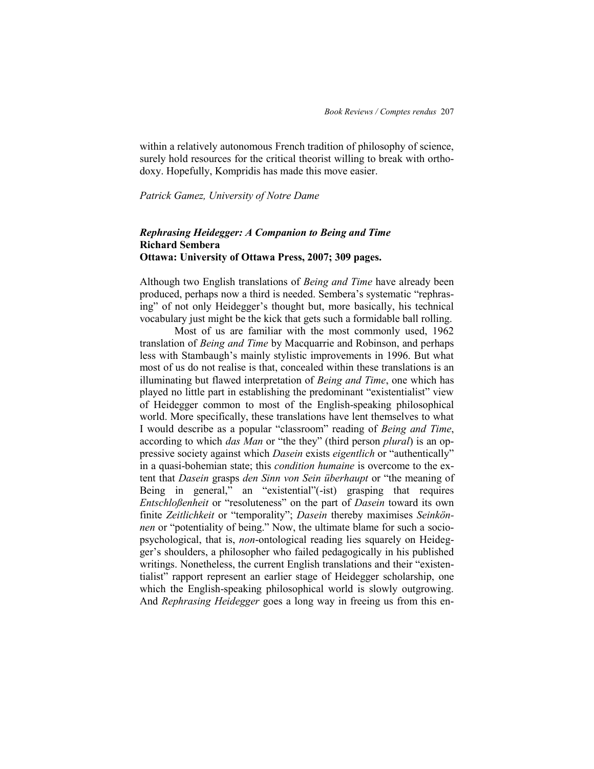within a relatively autonomous French tradition of philosophy of science, surely hold resources for the critical theorist willing to break with orthodoxy. Hopefully, Kompridis has made this move easier.

*Patrick Gamez, University of Notre Dame*

### ***Rephrasing Heidegger: A Companion to Being and Time***
**Richard Sembera**
**Ottawa: University of Ottawa Press, 2007; 309 pages.**

Although two English translations of *Being and Time* have already been produced, perhaps now a third is needed. Sembera's systematic "rephrasing" of not only Heidegger's thought but, more basically, his technical vocabulary just might be the kick that gets such a formidable ball rolling.

Most of us are familiar with the most commonly used, 1962 translation of *Being and Time* by Macquarrie and Robinson, and perhaps less with Stambaugh's mainly stylistic improvements in 1996. But what most of us do not realise is that, concealed within these translations is an illuminating but flawed interpretation of *Being and Time*, one which has played no little part in establishing the predominant "existentialist" view of Heidegger common to most of the English-speaking philosophical world. More specifically, these translations have lent themselves to what I would describe as a popular "classroom" reading of *Being and Time*, according to which *das Man* or "the they" (third person *plural*) is an oppressive society against which *Dasein* exists *eigentlich* or "authentically" in a quasi-bohemian state; this *condition humaine* is overcome to the extent that *Dasein* grasps *den Sinn von Sein überhaupt* or "the meaning of Being in general," an "existential"(-ist) grasping that requires *Entschloßenheit* or "resoluteness" on the part of *Dasein* toward its own finite *Zeitlichkeit* or "temporality"; *Dasein* thereby maximises *Seinkönnen* or "potentiality of being." Now, the ultimate blame for such a socio-psychological, that is, *non*-ontological reading lies squarely on Heidegger's shoulders, a philosopher who failed pedagogically in his published writings. Nonetheless, the current English translations and their "existentialist" rapport represent an earlier stage of Heidegger scholarship, one which the English-speaking philosophical world is slowly outgrowing. And *Rephrasing Heidegger* goes a long way in freeing us from this en-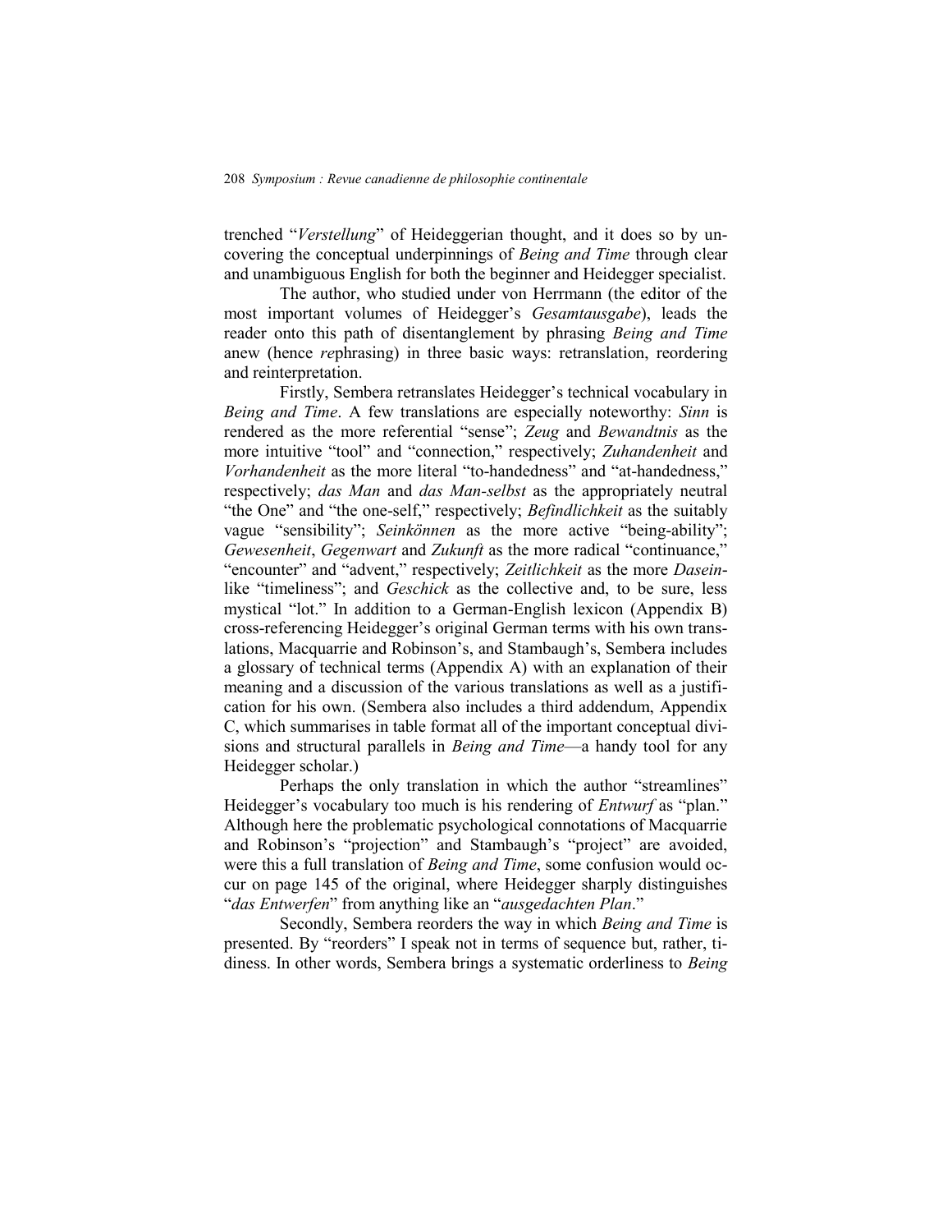trenched "*Verstellung*" of Heideggerian thought, and it does so by uncovering the conceptual underpinnings of *Being and Time* through clear and unambiguous English for both the beginner and Heidegger specialist.

The author, who studied under von Herrmann (the editor of the most important volumes of Heidegger's *Gesamtausgabe*), leads the reader onto this path of disentanglement by phrasing *Being and Time* anew (hence *re*phrasing) in three basic ways: retranslation, reordering and reinterpretation.

Firstly, Sembera retranslates Heidegger's technical vocabulary in *Being and Time*. A few translations are especially noteworthy: *Sinn* is rendered as the more referential "sense"; *Zeug* and *Bewandtnis* as the more intuitive "tool" and "connection," respectively; *Zuhandenheit* and *Vorhandenheit* as the more literal "to-handedness" and "at-handedness," respectively; *das Man* and *das Man-selbst* as the appropriately neutral "the One" and "the one-self," respectively; *Befindlichkeit* as the suitably vague "sensibility"; *Seinkönnen* as the more active "being-ability"; *Gewesenheit*, *Gegenwart* and *Zukunft* as the more radical "continuance," "encounter" and "advent," respectively; *Zeitlichkeit* as the more *Dasein*-like "timeliness"; and *Geschick* as the collective and, to be sure, less mystical "lot." In addition to a German-English lexicon (Appendix B) cross-referencing Heidegger's original German terms with his own translations, Macquarrie and Robinson's, and Stambaugh's, Sembera includes a glossary of technical terms (Appendix A) with an explanation of their meaning and a discussion of the various translations as well as a justification for his own. (Sembera also includes a third addendum, Appendix C, which summarises in table format all of the important conceptual divisions and structural parallels in *Being and Time*—a handy tool for any Heidegger scholar.)

Perhaps the only translation in which the author "streamlines" Heidegger's vocabulary too much is his rendering of *Entwurf* as "plan." Although here the problematic psychological connotations of Macquarrie and Robinson's "projection" and Stambaugh's "project" are avoided, were this a full translation of *Being and Time*, some confusion would occur on page 145 of the original, where Heidegger sharply distinguishes "*das Entwerfen*" from anything like an "*ausgedachten Plan*."

Secondly, Sembera reorders the way in which *Being and Time* is presented. By "reorders" I speak not in terms of sequence but, rather, tidiness. In other words, Sembera brings a systematic orderliness to *Being*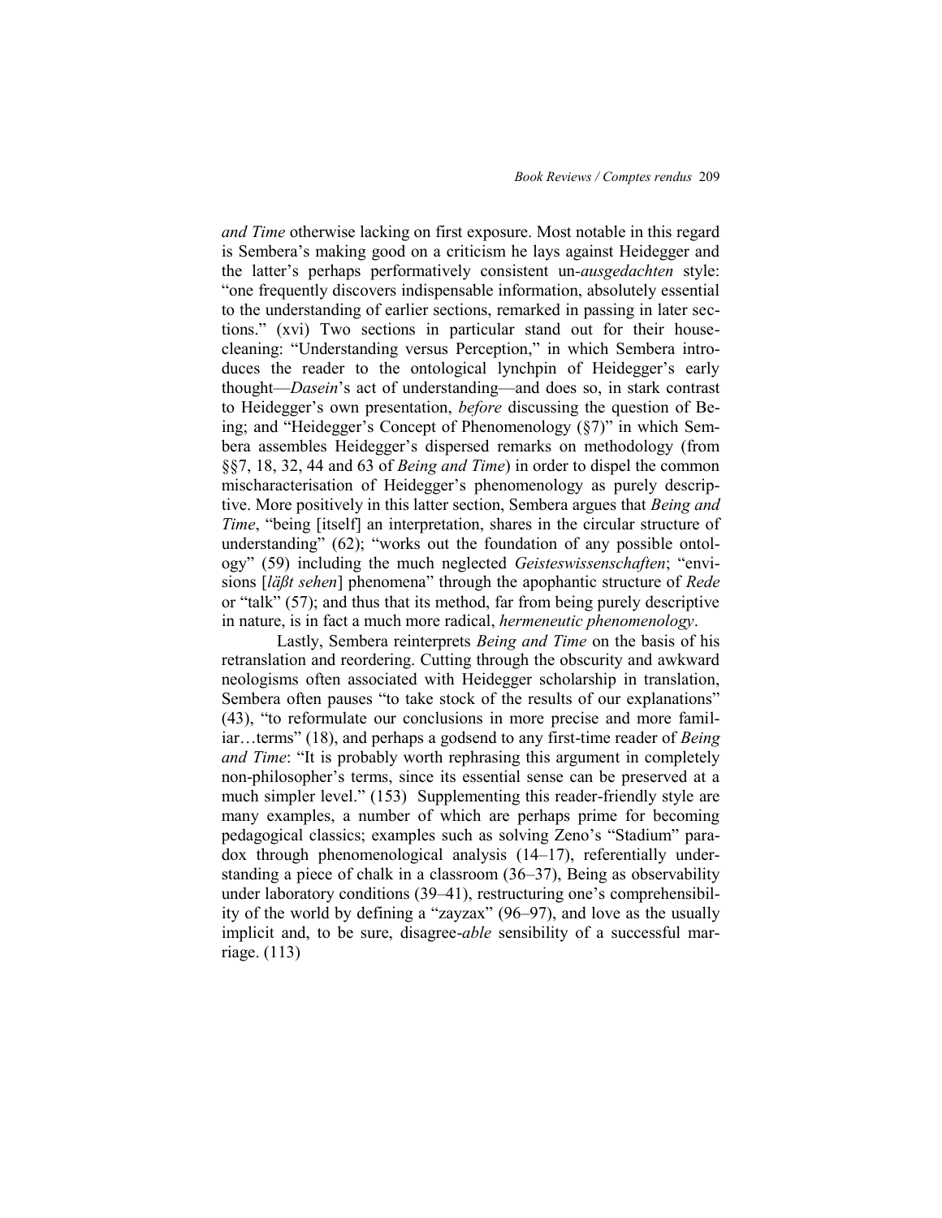*and Time* otherwise lacking on first exposure. Most notable in this regard is Sembera's making good on a criticism he lays against Heidegger and the latter's perhaps performatively consistent un-*ausgedachten* style: "one frequently discovers indispensable information, absolutely essential to the understanding of earlier sections, remarked in passing in later sections." (xvi) Two sections in particular stand out for their housecleaning: "Understanding versus Perception," in which Sembera introduces the reader to the ontological lynchpin of Heidegger's early thought—*Dasein*'s act of understanding—and does so, in stark contrast to Heidegger's own presentation, *before* discussing the question of Being; and "Heidegger's Concept of Phenomenology (§7)" in which Sembera assembles Heidegger's dispersed remarks on methodology (from §§7, 18, 32, 44 and 63 of *Being and Time*) in order to dispel the common mischaracterisation of Heidegger's phenomenology as purely descriptive. More positively in this latter section, Sembera argues that *Being and Time*, "being [itself] an interpretation, shares in the circular structure of understanding" (62); "works out the foundation of any possible ontology" (59) including the much neglected *Geisteswissenschaften*; "envisions [*läßt sehen*] phenomena" through the apophantic structure of *Rede* or "talk" (57); and thus that its method, far from being purely descriptive in nature, is in fact a much more radical, *hermeneutic phenomenology*.

Lastly, Sembera reinterprets *Being and Time* on the basis of his retranslation and reordering. Cutting through the obscurity and awkward neologisms often associated with Heidegger scholarship in translation, Sembera often pauses "to take stock of the results of our explanations" (43), "to reformulate our conclusions in more precise and more familiar…terms" (18), and perhaps a godsend to any first-time reader of *Being and Time*: "It is probably worth rephrasing this argument in completely non-philosopher's terms, since its essential sense can be preserved at a much simpler level." (153) Supplementing this reader-friendly style are many examples, a number of which are perhaps prime for becoming pedagogical classics; examples such as solving Zeno's "Stadium" paradox through phenomenological analysis (14–17), referentially understanding a piece of chalk in a classroom (36–37), Being as observability under laboratory conditions (39–41), restructuring one's comprehensibility of the world by defining a "zayzax" (96–97), and love as the usually implicit and, to be sure, disagree-*able* sensibility of a successful marriage. (113)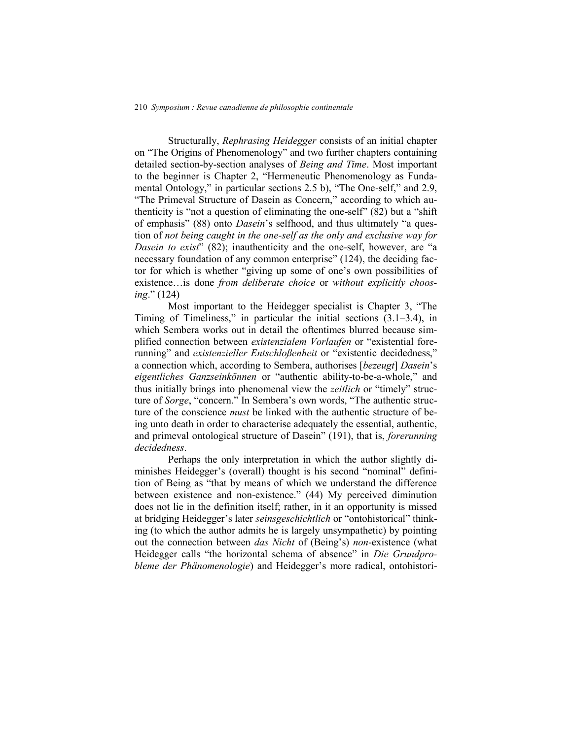Structurally, *Rephrasing Heidegger* consists of an initial chapter on "The Origins of Phenomenology" and two further chapters containing detailed section-by-section analyses of *Being and Time*. Most important to the beginner is Chapter 2, "Hermeneutic Phenomenology as Fundamental Ontology," in particular sections 2.5 b), "The One-self," and 2.9, "The Primeval Structure of Dasein as Concern," according to which authenticity is "not a question of eliminating the one-self" (82) but a "shift of emphasis" (88) onto *Dasein*'s selfhood, and thus ultimately "a question of *not being caught in the one-self as the only and exclusive way for Dasein to exist*" (82); inauthenticity and the one-self, however, are "a necessary foundation of any common enterprise" (124), the deciding factor for which is whether "giving up some of one's own possibilities of existence…is done *from deliberate choice* or *without explicitly choosing*." (124)

Most important to the Heidegger specialist is Chapter 3, "The Timing of Timeliness," in particular the initial sections (3.1–3.4), in which Sembera works out in detail the oftentimes blurred because simplified connection between *existenzialem Vorlaufen* or "existential forerunning" and *existenzieller Entschloßenheit* or "existentic decidedness," a connection which, according to Sembera, authorises [*bezeugt*] *Dasein*'s *eigentliches Ganzseinkönnen* or "authentic ability-to-be-a-whole," and thus initially brings into phenomenal view the *zeitlich* or "timely" structure of *Sorge*, "concern." In Sembera's own words, "The authentic structure of the conscience *must* be linked with the authentic structure of being unto death in order to characterise adequately the essential, authentic, and primeval ontological structure of Dasein" (191), that is, *forerunning decidedness*.

Perhaps the only interpretation in which the author slightly diminishes Heidegger's (overall) thought is his second "nominal" definition of Being as "that by means of which we understand the difference between existence and non-existence." (44) My perceived diminution does not lie in the definition itself; rather, in it an opportunity is missed at bridging Heidegger's later *seinsgeschichtlich* or "ontohistorical" thinking (to which the author admits he is largely unsympathetic) by pointing out the connection between *das Nicht* of (Being's) *non*-existence (what Heidegger calls "the horizontal schema of absence" in *Die Grundprobleme der Phänomenologie*) and Heidegger's more radical, ontohistori-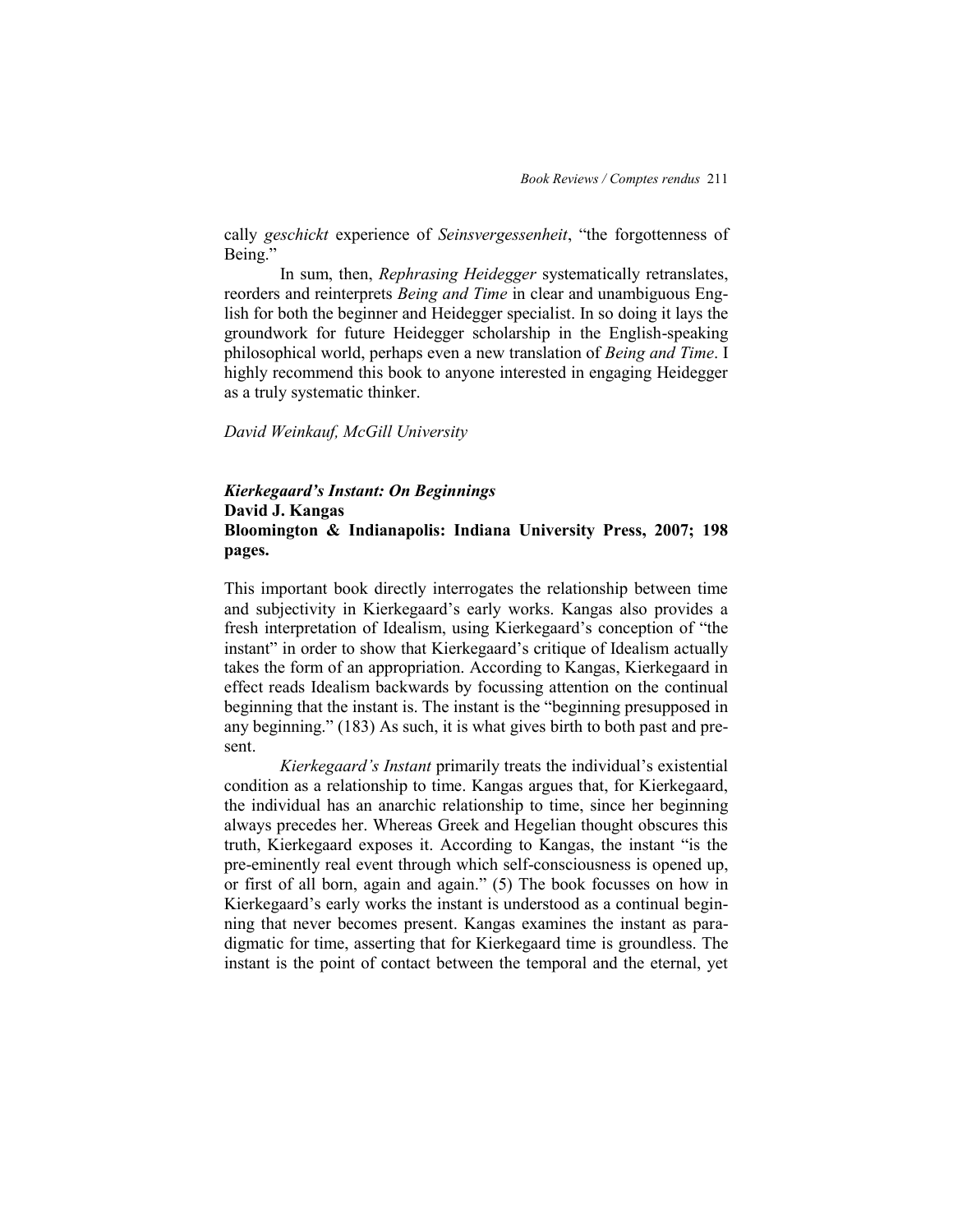cally *geschickt* experience of *Seinsvergessenheit*, "the forgottenness of Being."

In sum, then, *Rephrasing Heidegger* systematically retranslates, reorders and reinterprets *Being and Time* in clear and unambiguous English for both the beginner and Heidegger specialist. In so doing it lays the groundwork for future Heidegger scholarship in the English-speaking philosophical world, perhaps even a new translation of *Being and Time*. I highly recommend this book to anyone interested in engaging Heidegger as a truly systematic thinker.

*David Weinkauf, McGill University*

***Kierkegaard's Instant: On Beginnings***
**David J. Kangas**
**Bloomington & Indianapolis: Indiana University Press, 2007; 198 pages.**

This important book directly interrogates the relationship between time and subjectivity in Kierkegaard's early works. Kangas also provides a fresh interpretation of Idealism, using Kierkegaard's conception of "the instant" in order to show that Kierkegaard's critique of Idealism actually takes the form of an appropriation. According to Kangas, Kierkegaard in effect reads Idealism backwards by focussing attention on the continual beginning that the instant is. The instant is the "beginning presupposed in any beginning." (183) As such, it is what gives birth to both past and present.

*Kierkegaard's Instant* primarily treats the individual's existential condition as a relationship to time. Kangas argues that, for Kierkegaard, the individual has an anarchic relationship to time, since her beginning always precedes her. Whereas Greek and Hegelian thought obscures this truth, Kierkegaard exposes it. According to Kangas, the instant "is the pre-eminently real event through which self-consciousness is opened up, or first of all born, again and again." (5) The book focusses on how in Kierkegaard's early works the instant is understood as a continual beginning that never becomes present. Kangas examines the instant as paradigmatic for time, asserting that for Kierkegaard time is groundless. The instant is the point of contact between the temporal and the eternal, yet